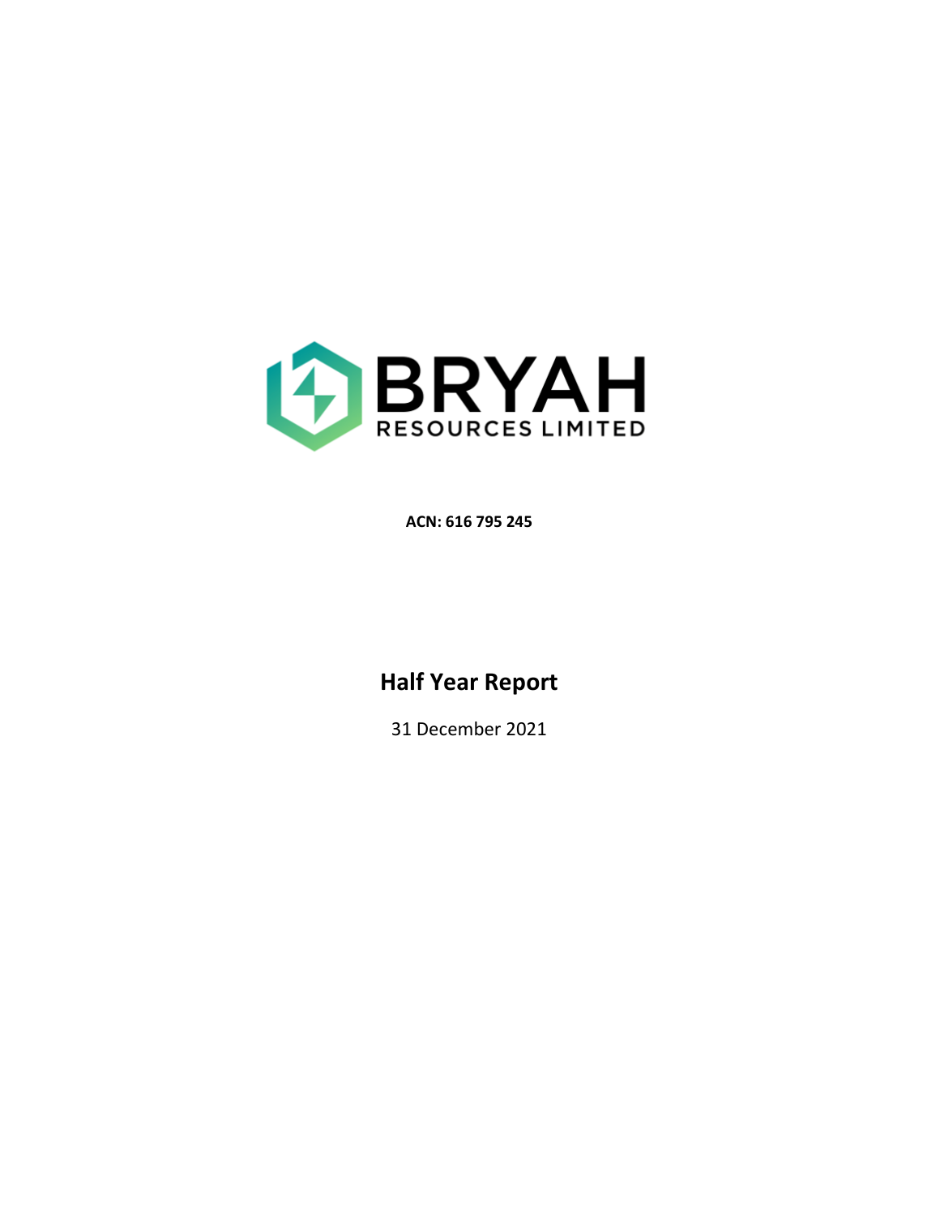# BRYAH RESOURCES LIMITED

**ACN: 616 795 245**

## Half Year Report

31 December 2021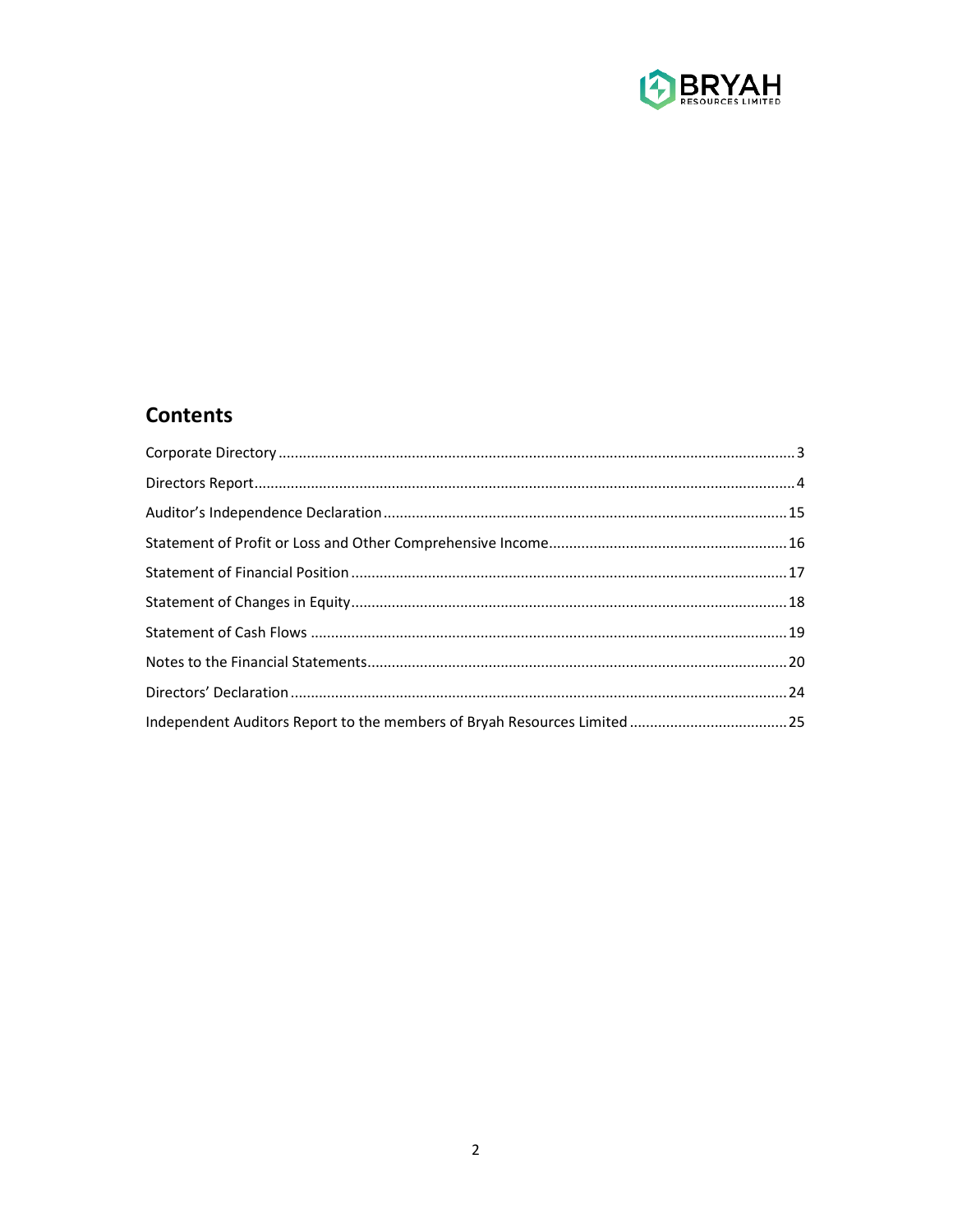## Contents

Corporate Directory ............................................................................................................................. 3

Directors Report .................................................................................................................................... 4

Auditor's Independence Declaration .................................................................................................. 15

Statement of Profit or Loss and Other Comprehensive Income .......................................................... 16

Statement of Financial Position .......................................................................................................... 17

Statement of Changes in Equity .......................................................................................................... 18

Statement of Cash Flows .................................................................................................................... 19

Notes to the Financial Statements ...................................................................................................... 20

Directors' Declaration ......................................................................................................................... 24

Independent Auditors Report to the members of Bryah Resources Limited ....................................... 25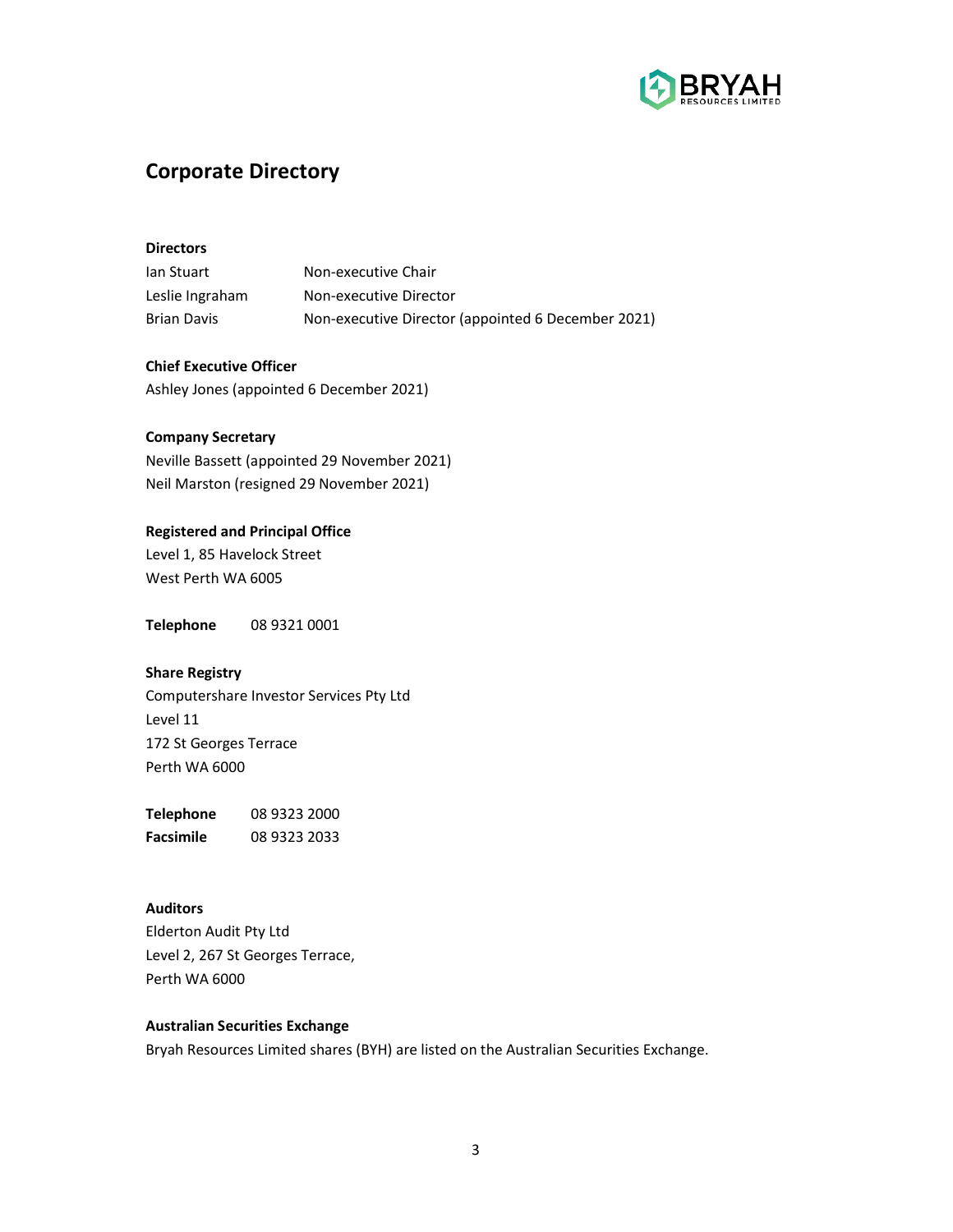# Corporate Directory

**Directors**

| | |
|---|---|
| Ian Stuart | Non-executive Chair |
| Leslie Ingraham | Non-executive Director |
| Brian Davis | Non-executive Director (appointed 6 December 2021) |

**Chief Executive Officer**

Ashley Jones (appointed 6 December 2021)

**Company Secretary**

Neville Bassett (appointed 29 November 2021)
Neil Marston (resigned 29 November 2021)

**Registered and Principal Office**

Level 1, 85 Havelock Street
West Perth WA 6005

**Telephone** 08 9321 0001

**Share Registry**

Computershare Investor Services Pty Ltd
Level 11
172 St Georges Terrace
Perth WA 6000

**Telephone** 08 9323 2000
**Facsimile** 08 9323 2033

**Auditors**

Elderton Audit Pty Ltd
Level 2, 267 St Georges Terrace,
Perth WA 6000

**Australian Securities Exchange**

Bryah Resources Limited shares (BYH) are listed on the Australian Securities Exchange.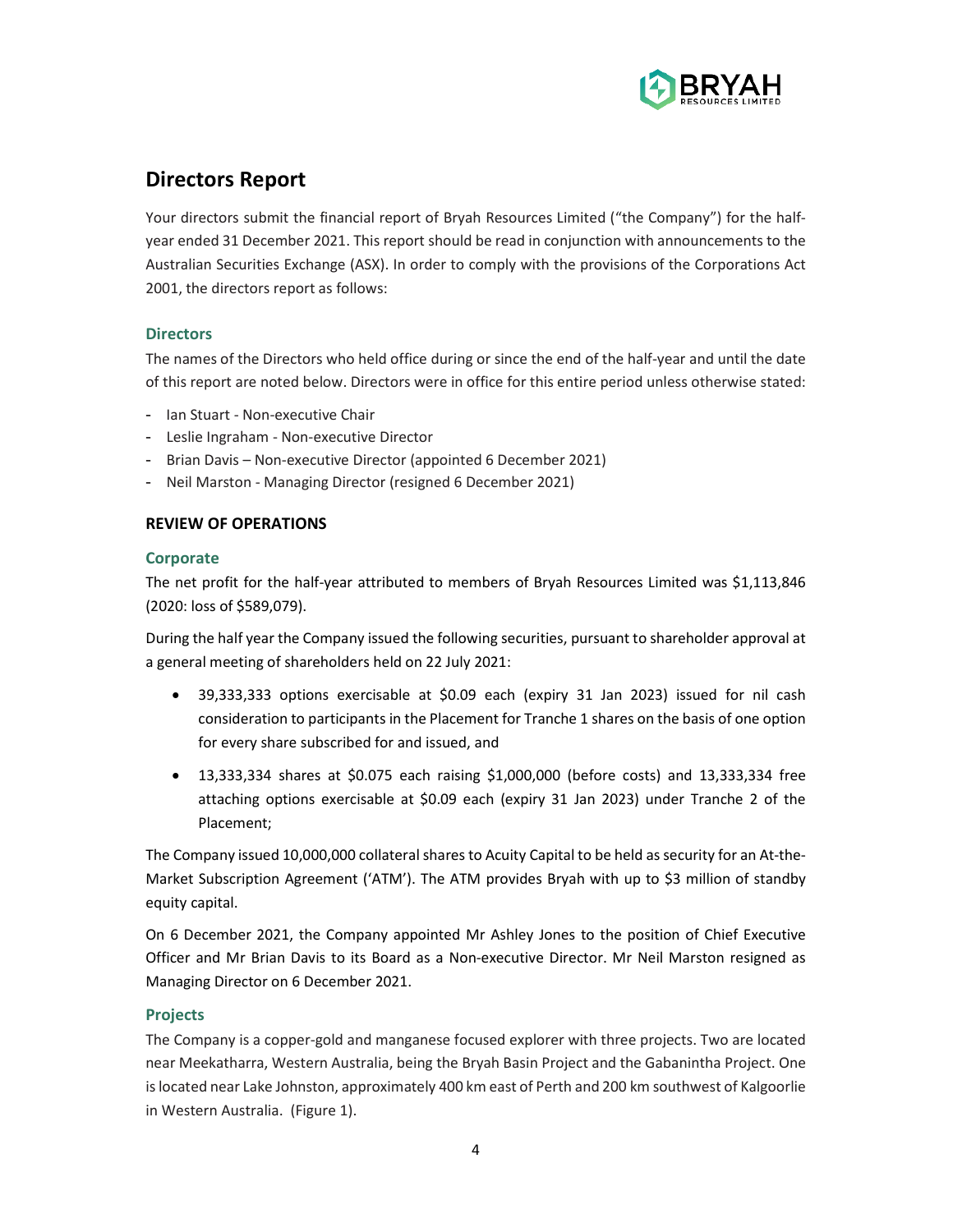# Directors Report

Your directors submit the financial report of Bryah Resources Limited ("the Company") for the half-year ended 31 December 2021. This report should be read in conjunction with announcements to the Australian Securities Exchange (ASX). In order to comply with the provisions of the Corporations Act 2001, the directors report as follows:

## Directors

The names of the Directors who held office during or since the end of the half-year and until the date of this report are noted below. Directors were in office for this entire period unless otherwise stated:

- Ian Stuart - Non-executive Chair
- Leslie Ingraham - Non-executive Director
- Brian Davis – Non-executive Director (appointed 6 December 2021)
- Neil Marston - Managing Director (resigned 6 December 2021)

**REVIEW OF OPERATIONS**

## Corporate

The net profit for the half-year attributed to members of Bryah Resources Limited was $1,113,846 (2020: loss of $589,079).

During the half year the Company issued the following securities, pursuant to shareholder approval at a general meeting of shareholders held on 22 July 2021:

- 39,333,333 options exercisable at $0.09 each (expiry 31 Jan 2023) issued for nil cash consideration to participants in the Placement for Tranche 1 shares on the basis of one option for every share subscribed for and issued, and
- 13,333,334 shares at $0.075 each raising $1,000,000 (before costs) and 13,333,334 free attaching options exercisable at $0.09 each (expiry 31 Jan 2023) under Tranche 2 of the Placement;

The Company issued 10,000,000 collateral shares to Acuity Capital to be held as security for an At-the-Market Subscription Agreement ('ATM'). The ATM provides Bryah with up to $3 million of standby equity capital.

On 6 December 2021, the Company appointed Mr Ashley Jones to the position of Chief Executive Officer and Mr Brian Davis to its Board as a Non-executive Director. Mr Neil Marston resigned as Managing Director on 6 December 2021.

## Projects

The Company is a copper-gold and manganese focused explorer with three projects. Two are located near Meekatharra, Western Australia, being the Bryah Basin Project and the Gabanintha Project. One is located near Lake Johnston, approximately 400 km east of Perth and 200 km southwest of Kalgoorlie in Western Australia. (Figure 1).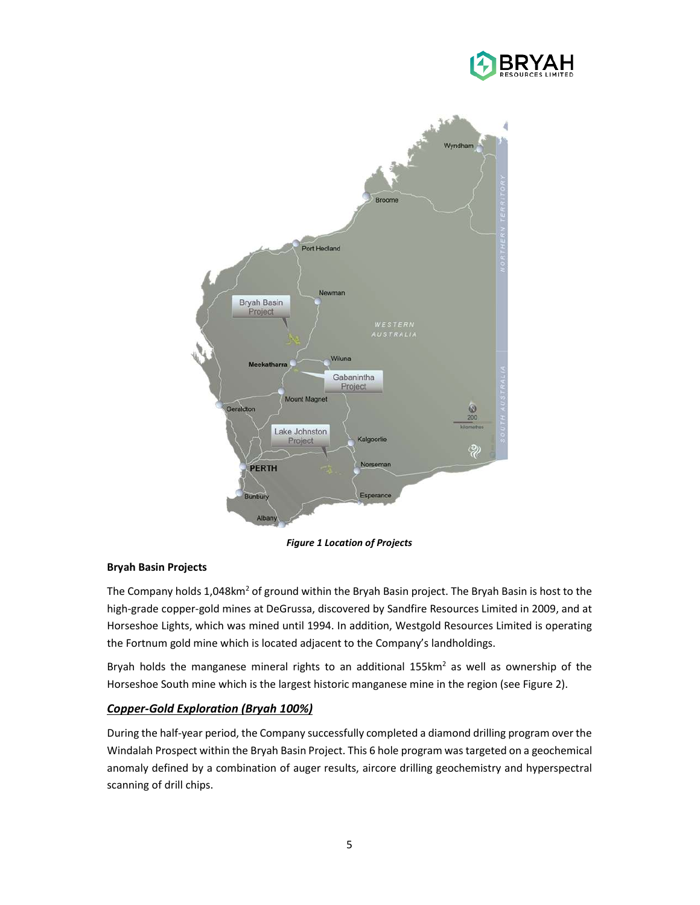*Figure 1 Location of Projects*

**Bryah Basin Projects**

The Company holds 1,048km$^2$ of ground within the Bryah Basin project. The Bryah Basin is host to the high-grade copper-gold mines at DeGrussa, discovered by Sandfire Resources Limited in 2009, and at Horseshoe Lights, which was mined until 1994. In addition, Westgold Resources Limited is operating the Fortnum gold mine which is located adjacent to the Company's landholdings.

Bryah holds the manganese mineral rights to an additional 155km$^2$ as well as ownership of the Horseshoe South mine which is the largest historic manganese mine in the region (see Figure 2).

***Copper-Gold Exploration (Bryah 100%)***

During the half-year period, the Company successfully completed a diamond drilling program over the Windalah Prospect within the Bryah Basin Project. This 6 hole program was targeted on a geochemical anomaly defined by a combination of auger results, aircore drilling geochemistry and hyperspectral scanning of drill chips.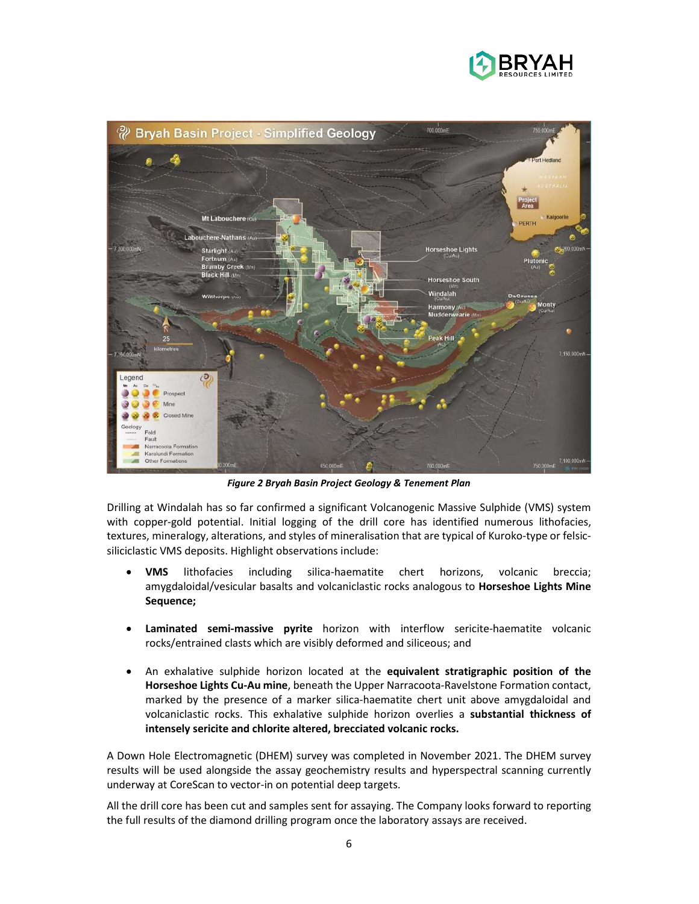*Figure 2 Bryah Basin Project Geology & Tenement Plan*

Drilling at Windalah has so far confirmed a significant Volcanogenic Massive Sulphide (VMS) system with copper-gold potential. Initial logging of the drill core has identified numerous lithofacies, textures, mineralogy, alterations, and styles of mineralisation that are typical of Kuroko-type or felsic-siliciclastic VMS deposits. Highlight observations include:

- **VMS** lithofacies including silica-haematite chert horizons, volcanic breccia; amygdaloidal/vesicular basalts and volcaniclastic rocks analogous to **Horseshoe Lights Mine Sequence;**
- **Laminated semi-massive pyrite** horizon with interflow sericite-haematite volcanic rocks/entrained clasts which are visibly deformed and siliceous; and
- An exhalative sulphide horizon located at the **equivalent stratigraphic position of the Horseshoe Lights Cu-Au mine**, beneath the Upper Narracoota-Ravelstone Formation contact, marked by the presence of a marker silica-haematite chert unit above amygdaloidal and volcaniclastic rocks. This exhalative sulphide horizon overlies a **substantial thickness of intensely sericite and chlorite altered, brecciated volcanic rocks.**

A Down Hole Electromagnetic (DHEM) survey was completed in November 2021. The DHEM survey results will be used alongside the assay geochemistry results and hyperspectral scanning currently underway at CoreScan to vector-in on potential deep targets.

All the drill core has been cut and samples sent for assaying. The Company looks forward to reporting the full results of the diamond drilling program once the laboratory assays are received.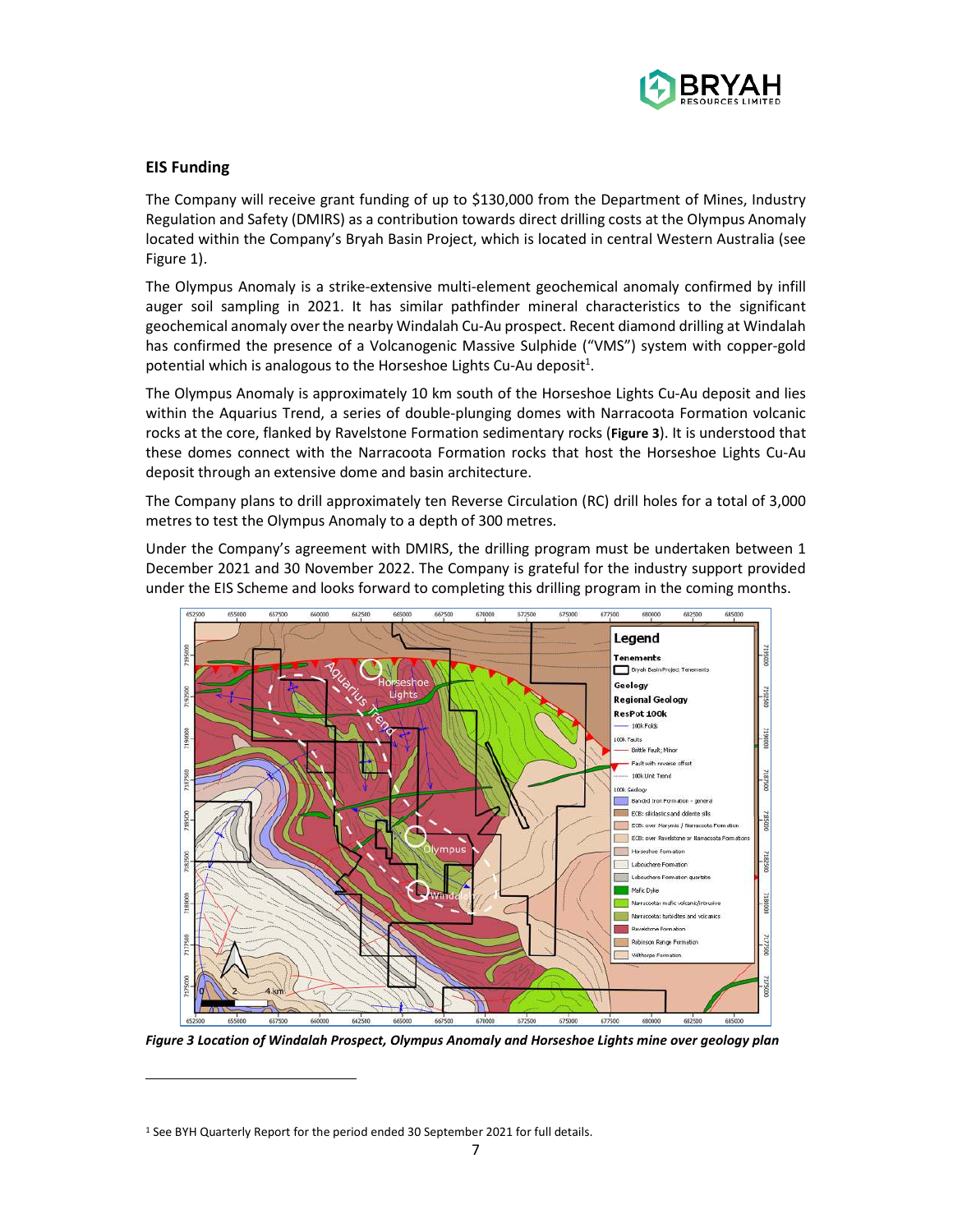## EIS Funding

The Company will receive grant funding of up to $130,000 from the Department of Mines, Industry Regulation and Safety (DMIRS) as a contribution towards direct drilling costs at the Olympus Anomaly located within the Company's Bryah Basin Project, which is located in central Western Australia (see Figure 1).

The Olympus Anomaly is a strike-extensive multi-element geochemical anomaly confirmed by infill auger soil sampling in 2021. It has similar pathfinder mineral characteristics to the significant geochemical anomaly over the nearby Windalah Cu-Au prospect. Recent diamond drilling at Windalah has confirmed the presence of a Volcanogenic Massive Sulphide ("VMS") system with copper-gold potential which is analogous to the Horseshoe Lights Cu-Au deposit[1].

The Olympus Anomaly is approximately 10 km south of the Horseshoe Lights Cu-Au deposit and lies within the Aquarius Trend, a series of double-plunging domes with Narracoota Formation volcanic rocks at the core, flanked by Ravelstone Formation sedimentary rocks (**Figure 3**). It is understood that these domes connect with the Narracoota Formation rocks that host the Horseshoe Lights Cu-Au deposit through an extensive dome and basin architecture.

The Company plans to drill approximately ten Reverse Circulation (RC) drill holes for a total of 3,000 metres to test the Olympus Anomaly to a depth of 300 metres.

Under the Company's agreement with DMIRS, the drilling program must be undertaken between 1 December 2021 and 30 November 2022. The Company is grateful for the industry support provided under the EIS Scheme and looks forward to completing this drilling program in the coming months.

*Figure 3 Location of Windalah Prospect, Olympus Anomaly and Horseshoe Lights mine over geology plan*

[1] See BYH Quarterly Report for the period ended 30 September 2021 for full details.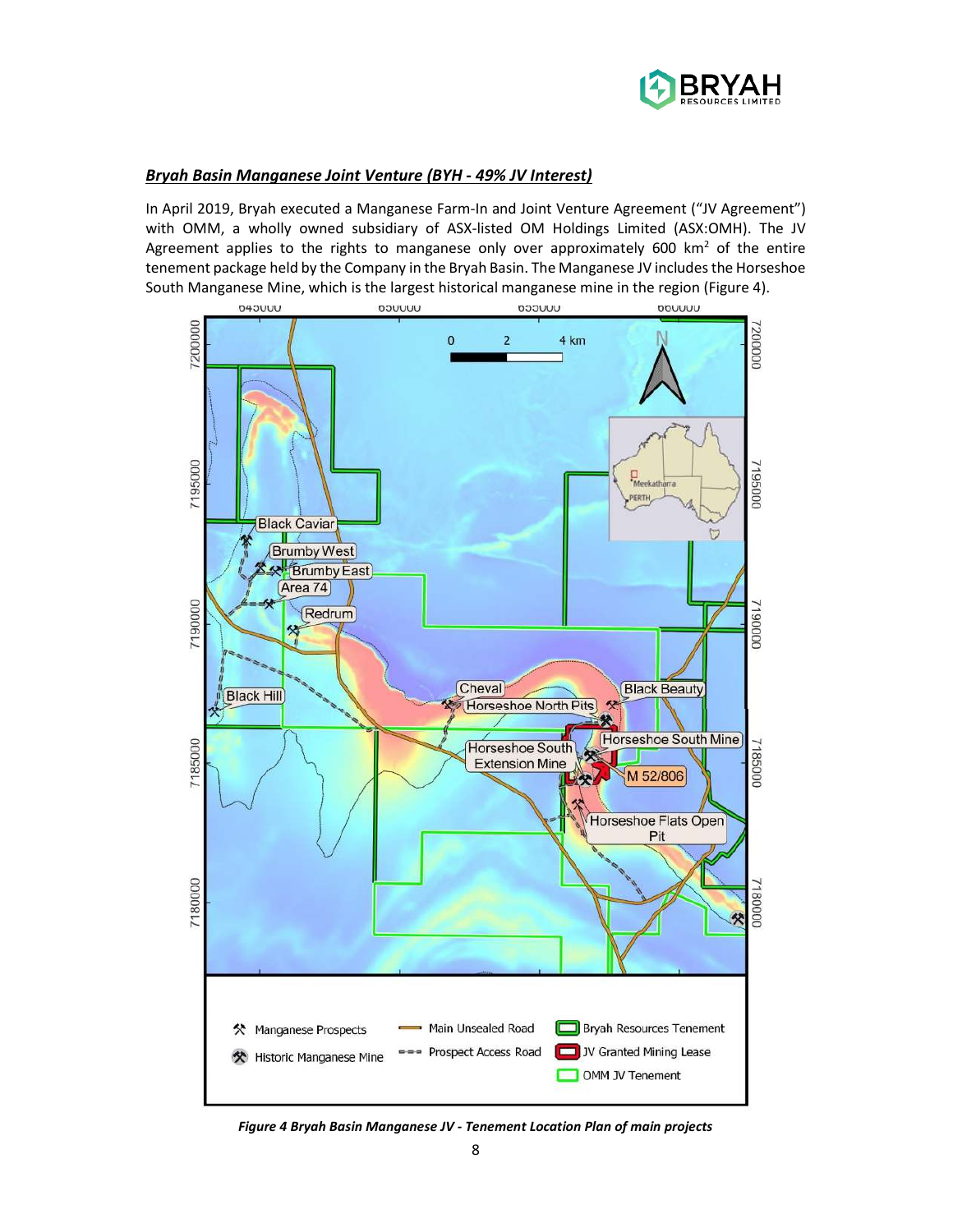***Bryah Basin Manganese Joint Venture (BYH - 49% JV Interest)***

In April 2019, Bryah executed a Manganese Farm-In and Joint Venture Agreement ("JV Agreement") with OMM, a wholly owned subsidiary of ASX-listed OM Holdings Limited (ASX:OMH). The JV Agreement applies to the rights to manganese only over approximately 600 km$^2$ of the entire tenement package held by the Company in the Bryah Basin. The Manganese JV includes the Horseshoe South Manganese Mine, which is the largest historical manganese mine in the region (Figure 4).

***Figure 4 Bryah Basin Manganese JV - Tenement Location Plan of main projects***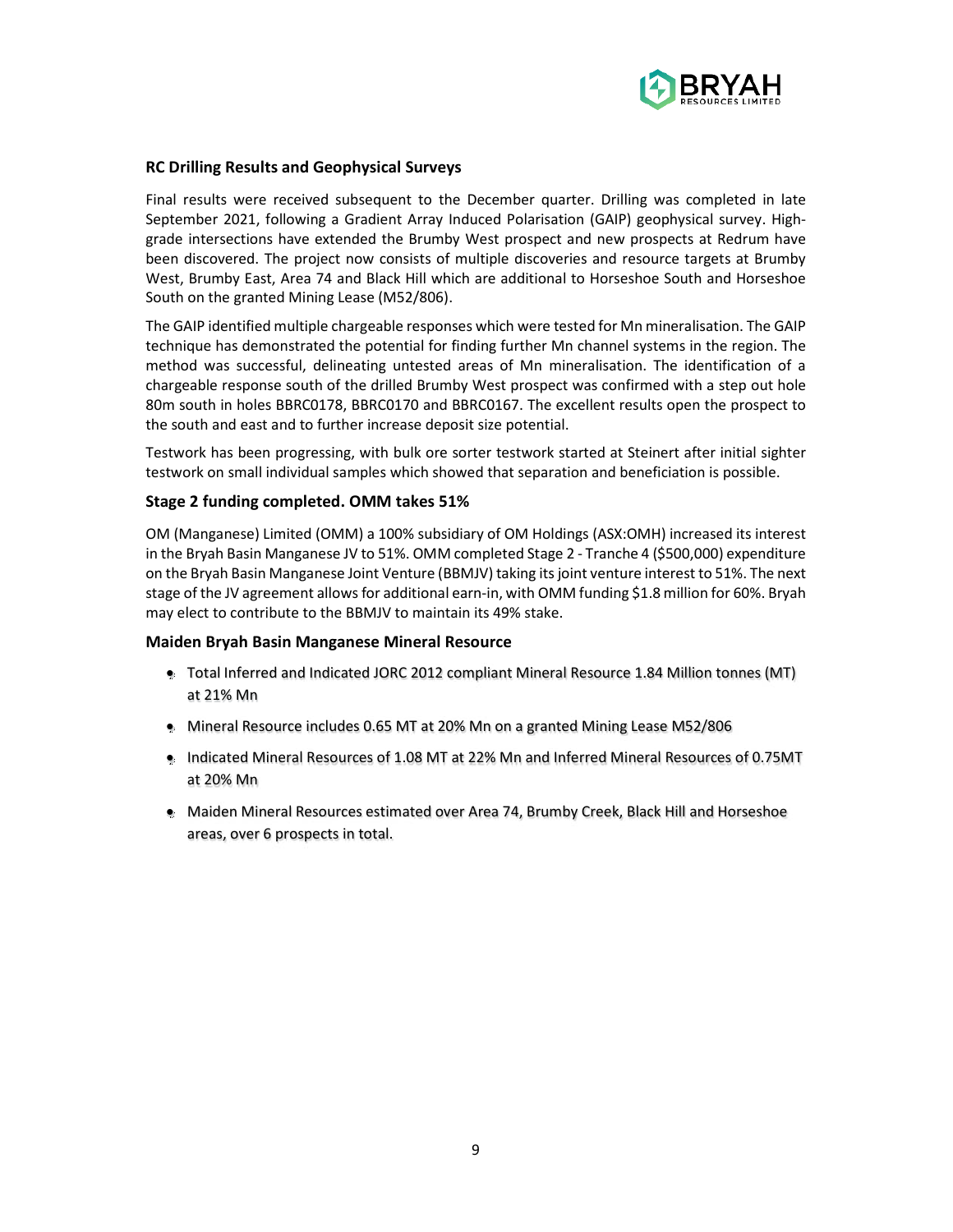## RC Drilling Results and Geophysical Surveys

Final results were received subsequent to the December quarter. Drilling was completed in late September 2021, following a Gradient Array Induced Polarisation (GAIP) geophysical survey. High-grade intersections have extended the Brumby West prospect and new prospects at Redrum have been discovered. The project now consists of multiple discoveries and resource targets at Brumby West, Brumby East, Area 74 and Black Hill which are additional to Horseshoe South and Horseshoe South on the granted Mining Lease (M52/806).

The GAIP identified multiple chargeable responses which were tested for Mn mineralisation. The GAIP technique has demonstrated the potential for finding further Mn channel systems in the region. The method was successful, delineating untested areas of Mn mineralisation. The identification of a chargeable response south of the drilled Brumby West prospect was confirmed with a step out hole 80m south in holes BBRC0178, BBRC0170 and BBRC0167. The excellent results open the prospect to the south and east and to further increase deposit size potential.

Testwork has been progressing, with bulk ore sorter testwork started at Steinert after initial sighter testwork on small individual samples which showed that separation and beneficiation is possible.

## Stage 2 funding completed. OMM takes 51%

OM (Manganese) Limited (OMM) a 100% subsidiary of OM Holdings (ASX:OMH) increased its interest in the Bryah Basin Manganese JV to 51%. OMM completed Stage 2 - Tranche 4 ($500,000) expenditure on the Bryah Basin Manganese Joint Venture (BBMJV) taking its joint venture interest to 51%. The next stage of the JV agreement allows for additional earn-in, with OMM funding $1.8 million for 60%. Bryah may elect to contribute to the BBMJV to maintain its 49% stake.

## Maiden Bryah Basin Manganese Mineral Resource

- Total Inferred and Indicated JORC 2012 compliant Mineral Resource 1.84 Million tonnes (MT) at 21% Mn
- Mineral Resource includes 0.65 MT at 20% Mn on a granted Mining Lease M52/806
- Indicated Mineral Resources of 1.08 MT at 22% Mn and Inferred Mineral Resources of 0.75MT at 20% Mn
- Maiden Mineral Resources estimated over Area 74, Brumby Creek, Black Hill and Horseshoe areas, over 6 prospects in total.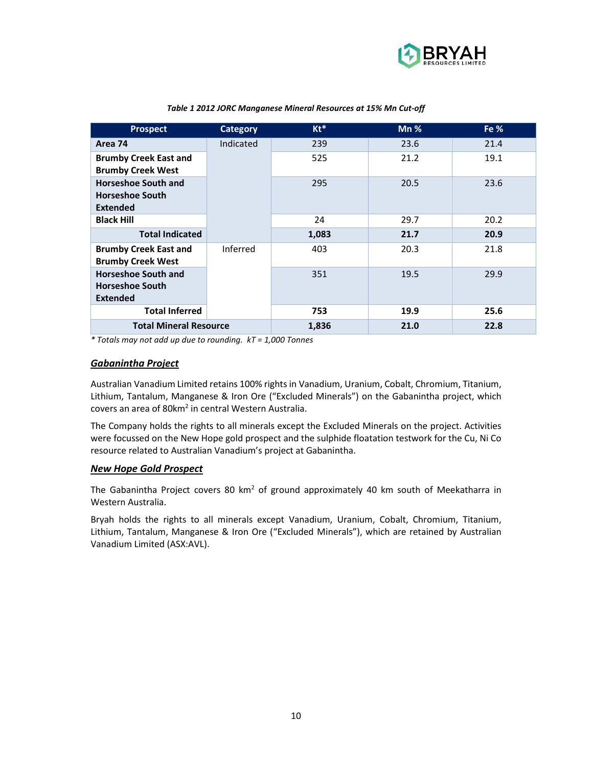*Table 1 2012 JORC Manganese Mineral Resources at 15% Mn Cut-off*

| Prospect | Category | Kt* | Mn % | Fe % |
|---|---|---|---|---|
| **Area 74** | Indicated | 239 | 23.6 | 21.4 |
| **Brumby Creek East and Brumby Creek West** | | 525 | 21.2 | 19.1 |
| **Horseshoe South and Horseshoe South Extended** | | 295 | 20.5 | 23.6 |
| **Black Hill** | | 24 | 29.7 | 20.2 |
| **Total Indicated** | | **1,083** | **21.7** | **20.9** |
| **Brumby Creek East and Brumby Creek West** | Inferred | 403 | 20.3 | 21.8 |
| **Horseshoe South and Horseshoe South Extended** | | 351 | 19.5 | 29.9 |
| **Total Inferred** | | **753** | **19.9** | **25.6** |
| **Total Mineral Resource** | | **1,836** | **21.0** | **22.8** |

*\* Totals may not add up due to rounding. kT = 1,000 Tonnes*

## ***Gabanintha Project***

Australian Vanadium Limited retains 100% rights in Vanadium, Uranium, Cobalt, Chromium, Titanium, Lithium, Tantalum, Manganese & Iron Ore ("Excluded Minerals") on the Gabanintha project, which covers an area of 80km$^2$ in central Western Australia.

The Company holds the rights to all minerals except the Excluded Minerals on the project. Activities were focussed on the New Hope gold prospect and the sulphide floatation testwork for the Cu, Ni Co resource related to Australian Vanadium's project at Gabanintha.

## ***New Hope Gold Prospect***

The Gabanintha Project covers 80 km$^2$ of ground approximately 40 km south of Meekatharra in Western Australia.

Bryah holds the rights to all minerals except Vanadium, Uranium, Cobalt, Chromium, Titanium, Lithium, Tantalum, Manganese & Iron Ore ("Excluded Minerals"), which are retained by Australian Vanadium Limited (ASX:AVL).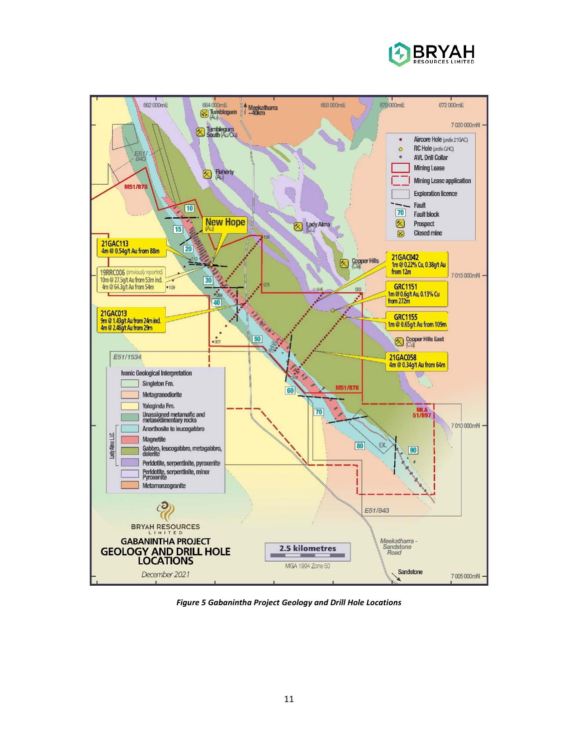*Figure 5 Gabanintha Project Geology and Drill Hole Locations*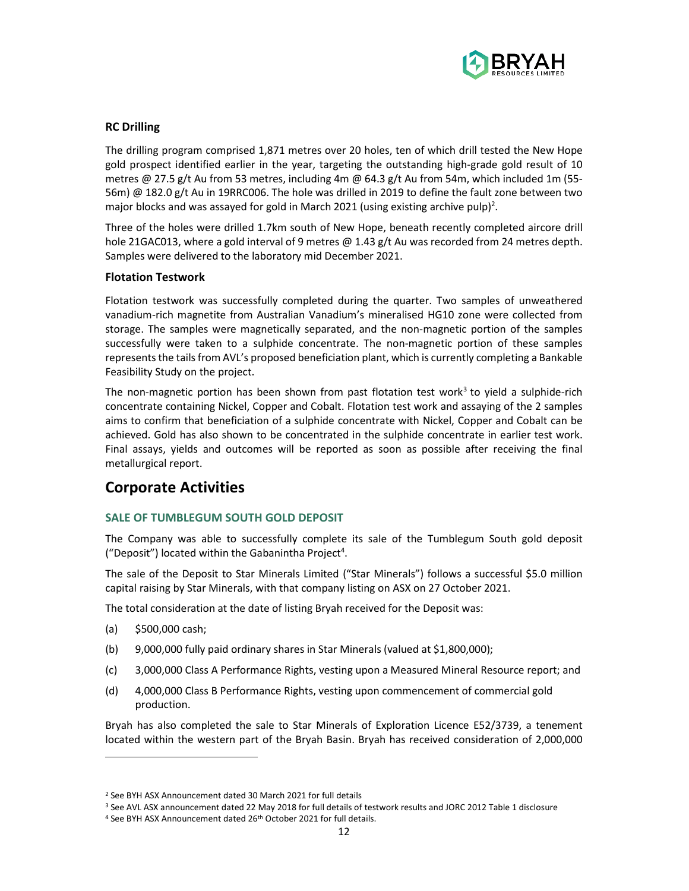### RC Drilling

The drilling program comprised 1,871 metres over 20 holes, ten of which drill tested the New Hope gold prospect identified earlier in the year, targeting the outstanding high-grade gold result of 10 metres @ 27.5 g/t Au from 53 metres, including 4m @ 64.3 g/t Au from 54m, which included 1m (55-56m) @ 182.0 g/t Au in 19RRC006. The hole was drilled in 2019 to define the fault zone between two major blocks and was assayed for gold in March 2021 (using existing archive pulp)[2].

Three of the holes were drilled 1.7km south of New Hope, beneath recently completed aircore drill hole 21GAC013, where a gold interval of 9 metres @ 1.43 g/t Au was recorded from 24 metres depth. Samples were delivered to the laboratory mid December 2021.

### Flotation Testwork

Flotation testwork was successfully completed during the quarter. Two samples of unweathered vanadium-rich magnetite from Australian Vanadium's mineralised HG10 zone were collected from storage. The samples were magnetically separated, and the non-magnetic portion of the samples successfully were taken to a sulphide concentrate. The non-magnetic portion of these samples represents the tails from AVL's proposed beneficiation plant, which is currently completing a Bankable Feasibility Study on the project.

The non-magnetic portion has been shown from past flotation test work[3] to yield a sulphide-rich concentrate containing Nickel, Copper and Cobalt. Flotation test work and assaying of the 2 samples aims to confirm that beneficiation of a sulphide concentrate with Nickel, Copper and Cobalt can be achieved. Gold has also shown to be concentrated in the sulphide concentrate in earlier test work. Final assays, yields and outcomes will be reported as soon as possible after receiving the final metallurgical report.

## Corporate Activities

### SALE OF TUMBLEGUM SOUTH GOLD DEPOSIT

The Company was able to successfully complete its sale of the Tumblegum South gold deposit ("Deposit") located within the Gabanintha Project[4].

The sale of the Deposit to Star Minerals Limited ("Star Minerals") follows a successful $5.0 million capital raising by Star Minerals, with that company listing on ASX on 27 October 2021.

The total consideration at the date of listing Bryah received for the Deposit was:

(a) $500,000 cash;

(b) 9,000,000 fully paid ordinary shares in Star Minerals (valued at $1,800,000);

(c) 3,000,000 Class A Performance Rights, vesting upon a Measured Mineral Resource report; and

(d) 4,000,000 Class B Performance Rights, vesting upon commencement of commercial gold production.

Bryah has also completed the sale to Star Minerals of Exploration Licence E52/3739, a tenement located within the western part of the Bryah Basin. Bryah has received consideration of 2,000,000

---

[2] See BYH ASX Announcement dated 30 March 2021 for full details

[3] See AVL ASX announcement dated 22 May 2018 for full details of testwork results and JORC 2012 Table 1 disclosure

[4] See BYH ASX Announcement dated 26th October 2021 for full details.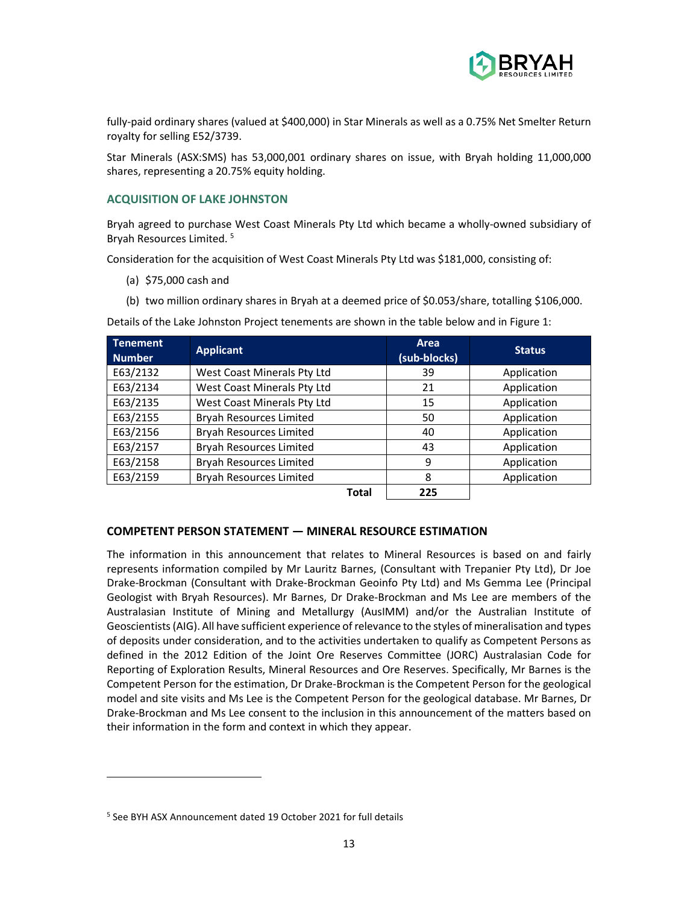fully-paid ordinary shares (valued at $400,000) in Star Minerals as well as a 0.75% Net Smelter Return royalty for selling E52/3739.

Star Minerals (ASX:SMS) has 53,000,001 ordinary shares on issue, with Bryah holding 11,000,000 shares, representing a 20.75% equity holding.

### ACQUISITION OF LAKE JOHNSTON

Bryah agreed to purchase West Coast Minerals Pty Ltd which became a wholly-owned subsidiary of Bryah Resources Limited. [5]

Consideration for the acquisition of West Coast Minerals Pty Ltd was $181,000, consisting of:

(a) $75,000 cash and

(b) two million ordinary shares in Bryah at a deemed price of $0.053/share, totalling $106,000.

Details of the Lake Johnston Project tenements are shown in the table below and in Figure 1:

| Tenement Number | Applicant | Area (sub-blocks) | Status |
|---|---|---|---|
| E63/2132 | West Coast Minerals Pty Ltd | 39 | Application |
| E63/2134 | West Coast Minerals Pty Ltd | 21 | Application |
| E63/2135 | West Coast Minerals Pty Ltd | 15 | Application |
| E63/2155 | Bryah Resources Limited | 50 | Application |
| E63/2156 | Bryah Resources Limited | 40 | Application |
| E63/2157 | Bryah Resources Limited | 43 | Application |
| E63/2158 | Bryah Resources Limited | 9 | Application |
| E63/2159 | Bryah Resources Limited | 8 | Application |
| | **Total** | **225** | |

### COMPETENT PERSON STATEMENT — MINERAL RESOURCE ESTIMATION

The information in this announcement that relates to Mineral Resources is based on and fairly represents information compiled by Mr Lauritz Barnes, (Consultant with Trepanier Pty Ltd), Dr Joe Drake-Brockman (Consultant with Drake-Brockman Geoinfo Pty Ltd) and Ms Gemma Lee (Principal Geologist with Bryah Resources). Mr Barnes, Dr Drake-Brockman and Ms Lee are members of the Australasian Institute of Mining and Metallurgy (AusIMM) and/or the Australian Institute of Geoscientists (AIG). All have sufficient experience of relevance to the styles of mineralisation and types of deposits under consideration, and to the activities undertaken to qualify as Competent Persons as defined in the 2012 Edition of the Joint Ore Reserves Committee (JORC) Australasian Code for Reporting of Exploration Results, Mineral Resources and Ore Reserves. Specifically, Mr Barnes is the Competent Person for the estimation, Dr Drake-Brockman is the Competent Person for the geological model and site visits and Ms Lee is the Competent Person for the geological database. Mr Barnes, Dr Drake-Brockman and Ms Lee consent to the inclusion in this announcement of the matters based on their information in the form and context in which they appear.

---

[5] See BYH ASX Announcement dated 19 October 2021 for full details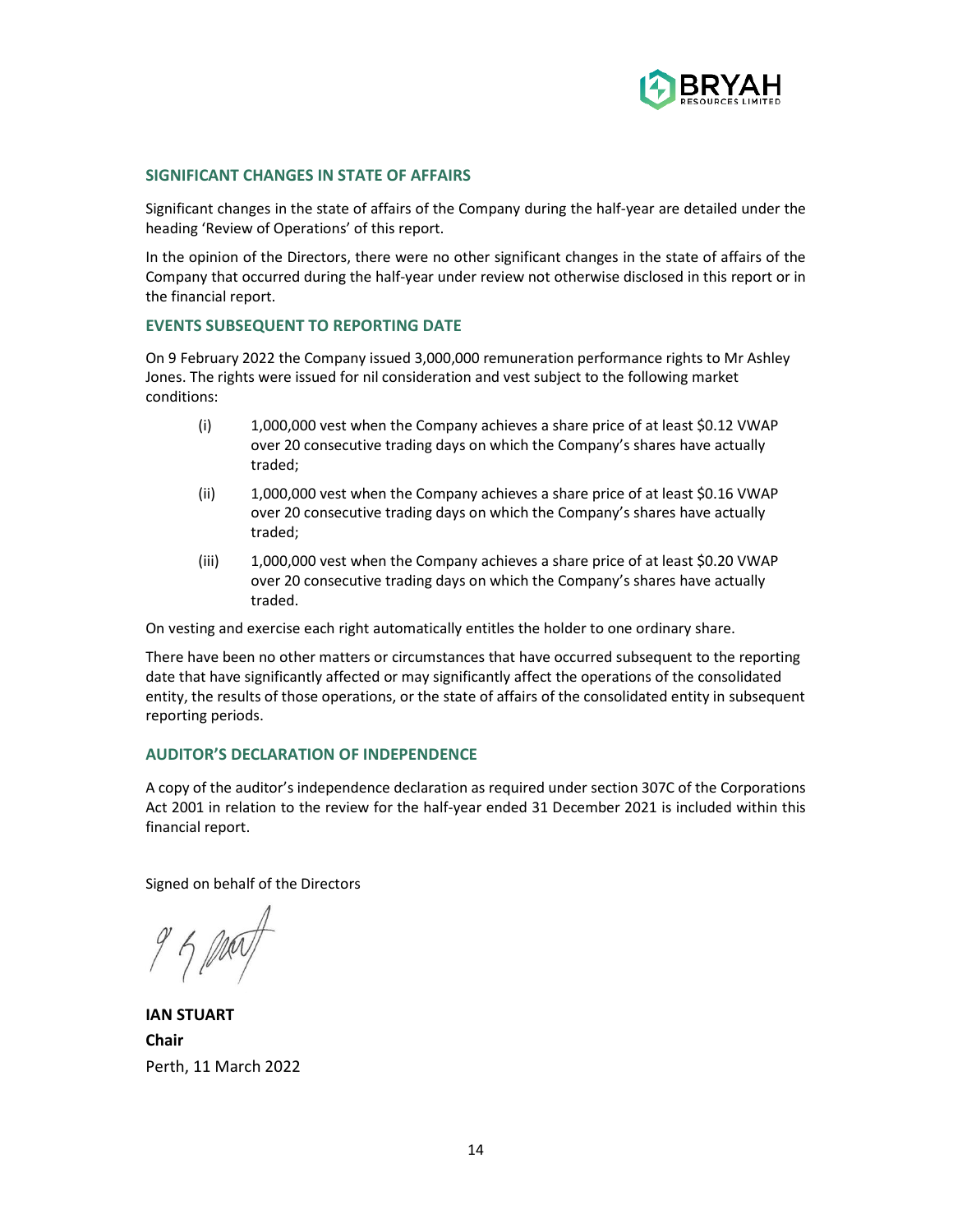## SIGNIFICANT CHANGES IN STATE OF AFFAIRS

Significant changes in the state of affairs of the Company during the half-year are detailed under the heading 'Review of Operations' of this report.

In the opinion of the Directors, there were no other significant changes in the state of affairs of the Company that occurred during the half-year under review not otherwise disclosed in this report or in the financial report.

## EVENTS SUBSEQUENT TO REPORTING DATE

On 9 February 2022 the Company issued 3,000,000 remuneration performance rights to Mr Ashley Jones. The rights were issued for nil consideration and vest subject to the following market conditions:

(i) 1,000,000 vest when the Company achieves a share price of at least $0.12 VWAP over 20 consecutive trading days on which the Company's shares have actually traded;

(ii) 1,000,000 vest when the Company achieves a share price of at least $0.16 VWAP over 20 consecutive trading days on which the Company's shares have actually traded;

(iii) 1,000,000 vest when the Company achieves a share price of at least $0.20 VWAP over 20 consecutive trading days on which the Company's shares have actually traded.

On vesting and exercise each right automatically entitles the holder to one ordinary share.

There have been no other matters or circumstances that have occurred subsequent to the reporting date that have significantly affected or may significantly affect the operations of the consolidated entity, the results of those operations, or the state of affairs of the consolidated entity in subsequent reporting periods.

## AUDITOR'S DECLARATION OF INDEPENDENCE

A copy of the auditor's independence declaration as required under section 307C of the Corporations Act 2001 in relation to the review for the half-year ended 31 December 2021 is included within this financial report.

Signed on behalf of the Directors

**IAN STUART**
**Chair**
Perth, 11 March 2022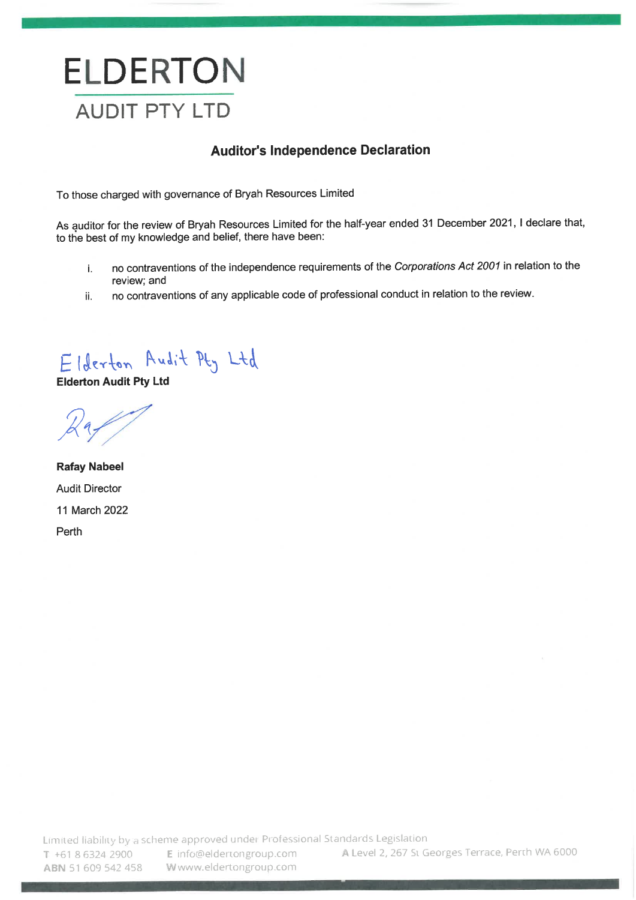# ELDERTON

## AUDIT PTY LTD

### Auditor's Independence Declaration

To those charged with governance of Bryah Resources Limited

As auditor for the review of Bryah Resources Limited for the half-year ended 31 December 2021, I declare that, to the best of my knowledge and belief, there have been:

i. no contraventions of the independence requirements of the *Corporations Act 2001* in relation to the review; and

ii. no contraventions of any applicable code of professional conduct in relation to the review.

Elderton Audit Pty Ltd

**Elderton Audit Pty Ltd**

**Rafay Nabeel**

Audit Director

11 March 2022

Perth

Limited liability by a scheme approved under Professional Standards Legislation

**T** +61 8 6324 2900 **E** info@eldertongroup.com **A** Level 2, 267 St Georges Terrace, Perth WA 6000

**ABN** 51 609 542 458 **W** www.eldertongroup.com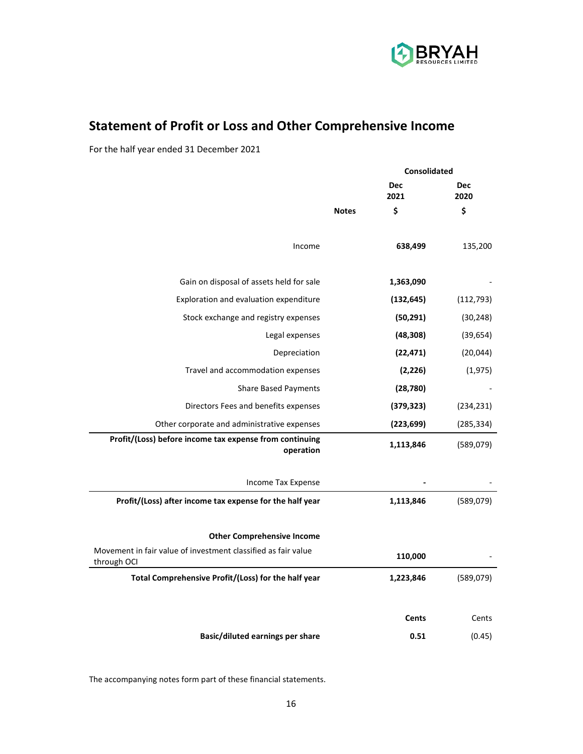## Statement of Profit or Loss and Other Comprehensive Income

For the half year ended 31 December 2021

| | Notes | Consolidated Dec 2021 $ | Consolidated Dec 2020 $ |
|---|---|---|---|
| Income | | **638,499** | 135,200 |
| Gain on disposal of assets held for sale | | **1,363,090** | - |
| Exploration and evaluation expenditure | | **(132,645)** | (112,793) |
| Stock exchange and registry expenses | | **(50,291)** | (30,248) |
| Legal expenses | | **(48,308)** | (39,654) |
| Depreciation | | **(22,471)** | (20,044) |
| Travel and accommodation expenses | | **(2,226)** | (1,975) |
| Share Based Payments | | **(28,780)** | - |
| Directors Fees and benefits expenses | | **(379,323)** | (234,231) |
| Other corporate and administrative expenses | | **(223,699)** | (285,334) |
| **Profit/(Loss) before income tax expense from continuing operation** | | **1,113,846** | (589,079) |
| Income Tax Expense | | **-** | - |
| **Profit/(Loss) after income tax expense for the half year** | | **1,113,846** | (589,079) |
| **Other Comprehensive Income** | | | |
| Movement in fair value of investment classified as fair value through OCI | | **110,000** | - |
| **Total Comprehensive Profit/(Loss) for the half year** | | **1,223,846** | (589,079) |
| | | **Cents** | Cents |
| **Basic/diluted earnings per share** | | **0.51** | (0.45) |

The accompanying notes form part of these financial statements.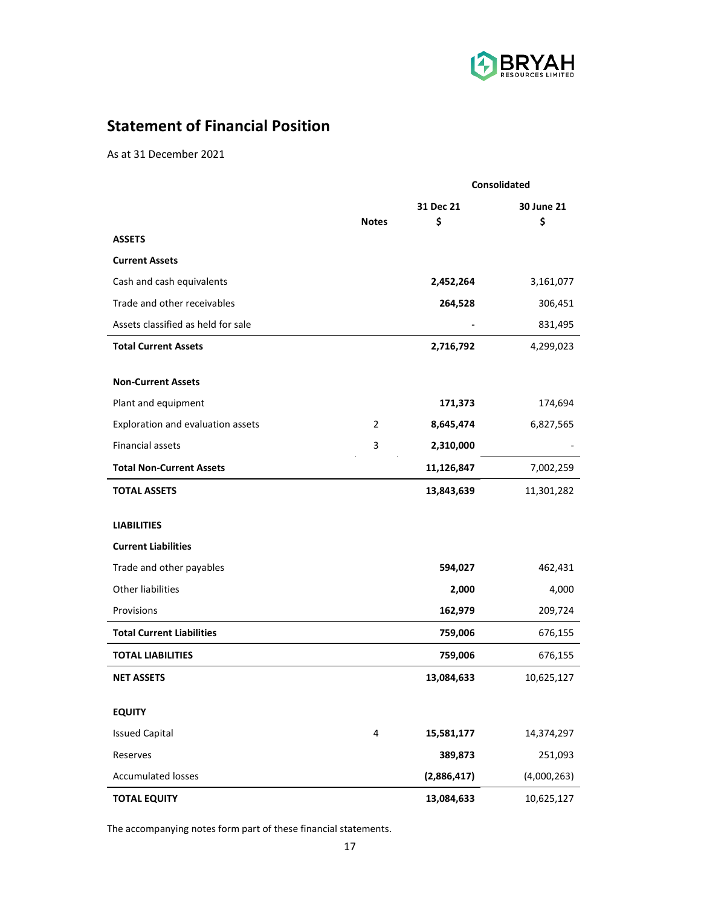## Statement of Financial Position

As at 31 December 2021

| | Notes | Consolidated | |
|---|---|---|---|
| | | 31 Dec 21<br>$ | 30 June 21<br>$ |
| **ASSETS** | | | |
| **Current Assets** | | | |
| Cash and cash equivalents | | **2,452,264** | 3,161,077 |
| Trade and other receivables | | **264,528** | 306,451 |
| Assets classified as held for sale | | **-** | 831,495 |
| **Total Current Assets** | | **2,716,792** | 4,299,023 |
| | | | |
| **Non-Current Assets** | | | |
| Plant and equipment | | **171,373** | 174,694 |
| Exploration and evaluation assets | 2 | **8,645,474** | 6,827,565 |
| Financial assets | 3 | **2,310,000** | - |
| **Total Non-Current Assets** | | **11,126,847** | 7,002,259 |
| **TOTAL ASSETS** | | **13,843,639** | 11,301,282 |
| | | | |
| **LIABILITIES** | | | |
| **Current Liabilities** | | | |
| Trade and other payables | | **594,027** | 462,431 |
| Other liabilities | | **2,000** | 4,000 |
| Provisions | | **162,979** | 209,724 |
| **Total Current Liabilities** | | **759,006** | 676,155 |
| **TOTAL LIABILITIES** | | **759,006** | 676,155 |
| **NET ASSETS** | | **13,084,633** | 10,625,127 |
| | | | |
| **EQUITY** | | | |
| Issued Capital | 4 | **15,581,177** | 14,374,297 |
| Reserves | | **389,873** | 251,093 |
| Accumulated losses | | **(2,886,417)** | (4,000,263) |
| **TOTAL EQUITY** | | **13,084,633** | 10,625,127 |

The accompanying notes form part of these financial statements.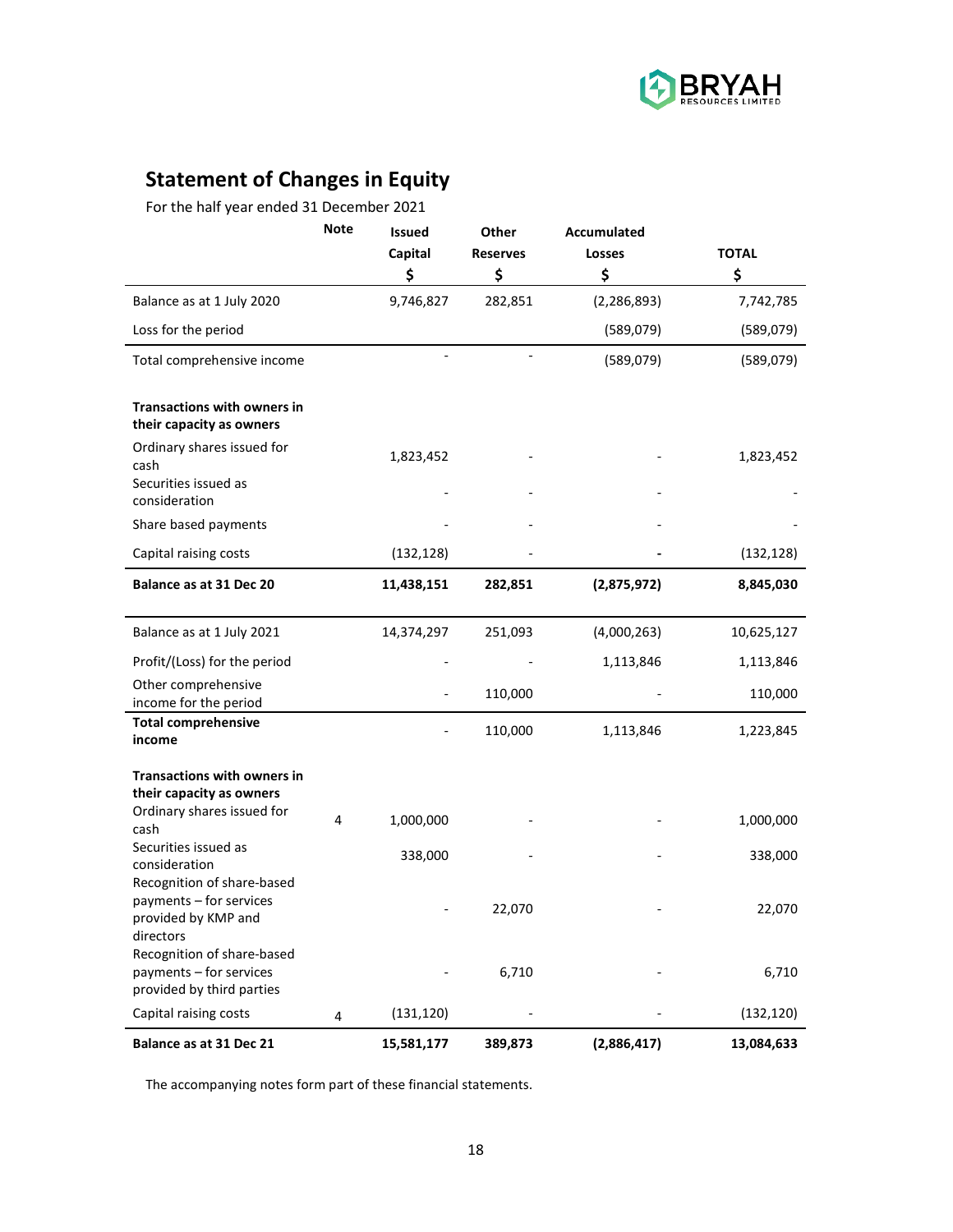## Statement of Changes in Equity

For the half year ended 31 December 2021

| | Note | Issued Capital $ | Other Reserves $ | Accumulated Losses $ | TOTAL $ |
|---|---|---|---|---|---|
| Balance as at 1 July 2020 | | 9,746,827 | 282,851 | (2,286,893) | 7,742,785 |
| Loss for the period | | | | (589,079) | (589,079) |
| Total comprehensive income | | - | - | (589,079) | (589,079) |
| **Transactions with owners in their capacity as owners** | | | | | |
| Ordinary shares issued for cash | | 1,823,452 | - | - | 1,823,452 |
| Securities issued as consideration | | - | - | - | - |
| Share based payments | | - | - | - | - |
| Capital raising costs | | (132,128) | - | - | (132,128) |
| **Balance as at 31 Dec 20** | | **11,438,151** | **282,851** | **(2,875,972)** | **8,845,030** |
| Balance as at 1 July 2021 | | 14,374,297 | 251,093 | (4,000,263) | 10,625,127 |
| Profit/(Loss) for the period | | - | - | 1,113,846 | 1,113,846 |
| Other comprehensive income for the period | | - | 110,000 | - | 110,000 |
| **Total comprehensive income** | | - | 110,000 | 1,113,846 | 1,223,845 |
| **Transactions with owners in their capacity as owners** | | | | | |
| Ordinary shares issued for cash | 4 | 1,000,000 | - | - | 1,000,000 |
| Securities issued as consideration | | 338,000 | - | - | 338,000 |
| Recognition of share-based payments – for services provided by KMP and directors | | - | 22,070 | - | 22,070 |
| Recognition of share-based payments – for services provided by third parties | | - | 6,710 | - | 6,710 |
| Capital raising costs | 4 | (131,120) | - | - | (132,120) |
| **Balance as at 31 Dec 21** | | **15,581,177** | **389,873** | **(2,886,417)** | **13,084,633** |

The accompanying notes form part of these financial statements.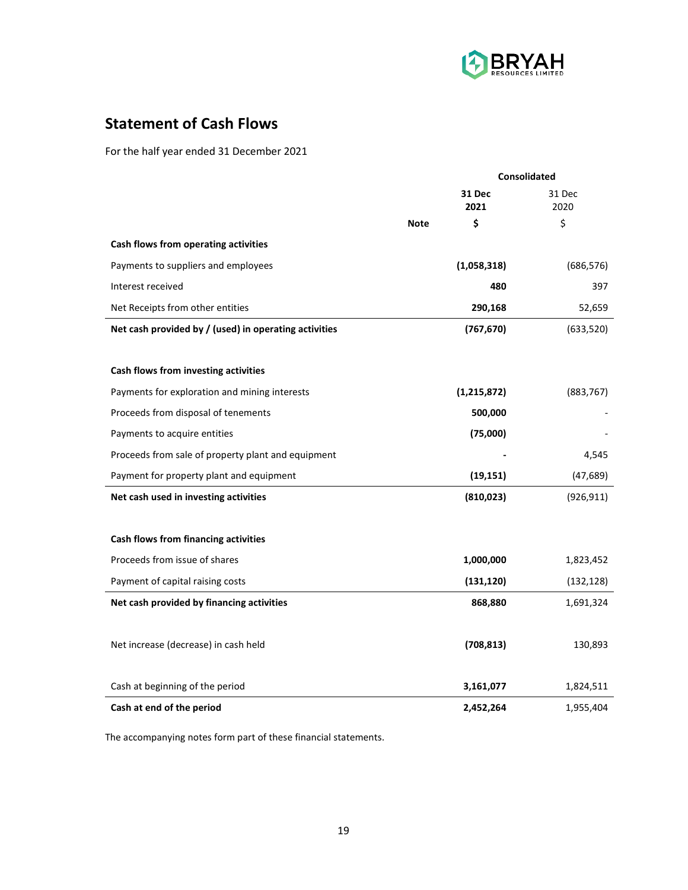## Statement of Cash Flows

For the half year ended 31 December 2021

| | Note | Consolidated 31 Dec 2021 $ | 31 Dec 2020 $ |
|---|---|---|---|
| **Cash flows from operating activities** | | | |
| Payments to suppliers and employees | | **(1,058,318)** | (686,576) |
| Interest received | | **480** | 397 |
| Net Receipts from other entities | | **290,168** | 52,659 |
| **Net cash provided by / (used) in operating activities** | | **(767,670)** | (633,520) |
| | | | |
| **Cash flows from investing activities** | | | |
| Payments for exploration and mining interests | | **(1,215,872)** | (883,767) |
| Proceeds from disposal of tenements | | **500,000** | - |
| Payments to acquire entities | | **(75,000)** | - |
| Proceeds from sale of property plant and equipment | | **-** | 4,545 |
| Payment for property plant and equipment | | **(19,151)** | (47,689) |
| **Net cash used in investing activities** | | **(810,023)** | (926,911) |
| | | | |
| **Cash flows from financing activities** | | | |
| Proceeds from issue of shares | | **1,000,000** | 1,823,452 |
| Payment of capital raising costs | | **(131,120)** | (132,128) |
| **Net cash provided by financing activities** | | **868,880** | 1,691,324 |
| | | | |
| Net increase (decrease) in cash held | | **(708,813)** | 130,893 |
| | | | |
| Cash at beginning of the period | | **3,161,077** | 1,824,511 |
| **Cash at end of the period** | | **2,452,264** | 1,955,404 |

The accompanying notes form part of these financial statements.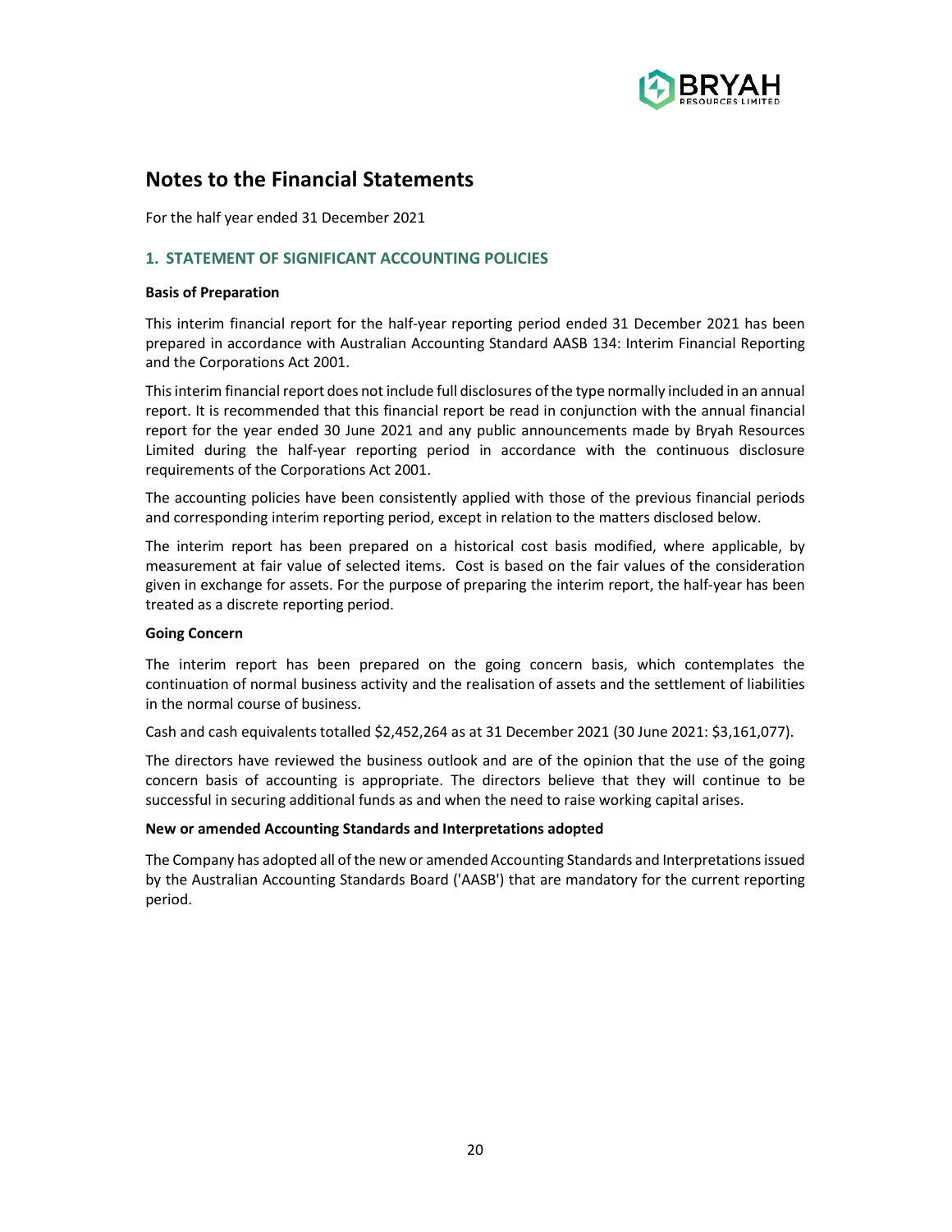# Notes to the Financial Statements

For the half year ended 31 December 2021

## 1. STATEMENT OF SIGNIFICANT ACCOUNTING POLICIES

**Basis of Preparation**

This interim financial report for the half-year reporting period ended 31 December 2021 has been prepared in accordance with Australian Accounting Standard AASB 134: Interim Financial Reporting and the Corporations Act 2001.

This interim financial report does not include full disclosures of the type normally included in an annual report. It is recommended that this financial report be read in conjunction with the annual financial report for the year ended 30 June 2021 and any public announcements made by Bryah Resources Limited during the half-year reporting period in accordance with the continuous disclosure requirements of the Corporations Act 2001.

The accounting policies have been consistently applied with those of the previous financial periods and corresponding interim reporting period, except in relation to the matters disclosed below.

The interim report has been prepared on a historical cost basis modified, where applicable, by measurement at fair value of selected items. Cost is based on the fair values of the consideration given in exchange for assets. For the purpose of preparing the interim report, the half-year has been treated as a discrete reporting period.

**Going Concern**

The interim report has been prepared on the going concern basis, which contemplates the continuation of normal business activity and the realisation of assets and the settlement of liabilities in the normal course of business.

Cash and cash equivalents totalled $2,452,264 as at 31 December 2021 (30 June 2021: $3,161,077).

The directors have reviewed the business outlook and are of the opinion that the use of the going concern basis of accounting is appropriate. The directors believe that they will continue to be successful in securing additional funds as and when the need to raise working capital arises.

**New or amended Accounting Standards and Interpretations adopted**

The Company has adopted all of the new or amended Accounting Standards and Interpretations issued by the Australian Accounting Standards Board ('AASB') that are mandatory for the current reporting period.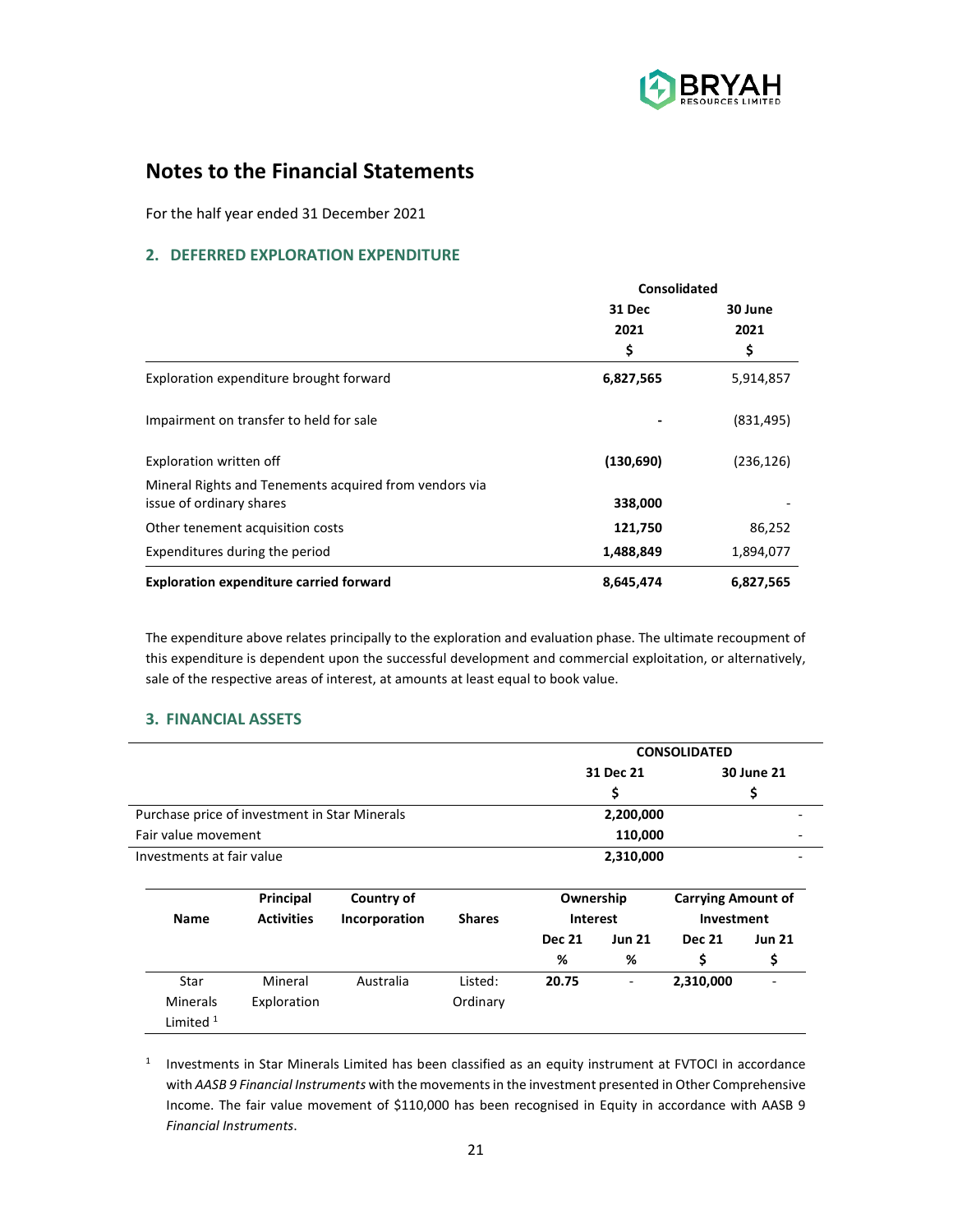# Notes to the Financial Statements

For the half year ended 31 December 2021

## 2. DEFERRED EXPLORATION EXPENDITURE

| | Consolidated | |
|---|---|---|
| | 31 Dec 2021 $ | 30 June 2021 $ |
| Exploration expenditure brought forward | **6,827,565** | 5,914,857 |
| Impairment on transfer to held for sale | **-** | (831,495) |
| Exploration written off | **(130,690)** | (236,126) |
| Mineral Rights and Tenements acquired from vendors via issue of ordinary shares | **338,000** | - |
| Other tenement acquisition costs | **121,750** | 86,252 |
| Expenditures during the period | **1,488,849** | 1,894,077 |
| **Exploration expenditure carried forward** | **8,645,474** | **6,827,565** |

The expenditure above relates principally to the exploration and evaluation phase. The ultimate recoupment of this expenditure is dependent upon the successful development and commercial exploitation, or alternatively, sale of the respective areas of interest, at amounts at least equal to book value.

## 3. FINANCIAL ASSETS

| | CONSOLIDATED | |
|---|---|---|
| | 31 Dec 21 $ | 30 June 21 $ |
| Purchase price of investment in Star Minerals | 2,200,000 | - |
| Fair value movement | 110,000 | - |
| Investments at fair value | 2,310,000 | - |

| Name | Principal Activities | Country of Incorporation | Shares | Ownership Interest | | Carrying Amount of Investment | |
|---|---|---|---|---|---|---|---|
| | | | | Dec 21 % | Jun 21 % | Dec 21 $ | Jun 21 $ |
| Star Minerals Limited [1] | Mineral Exploration | Australia | Listed: Ordinary | **20.75** | - | **2,310,000** | - |

[1] Investments in Star Minerals Limited has been classified as an equity instrument at FVTOCI in accordance with *AASB 9 Financial Instruments* with the movements in the investment presented in Other Comprehensive Income. The fair value movement of $110,000 has been recognised in Equity in accordance with AASB 9 *Financial Instruments*.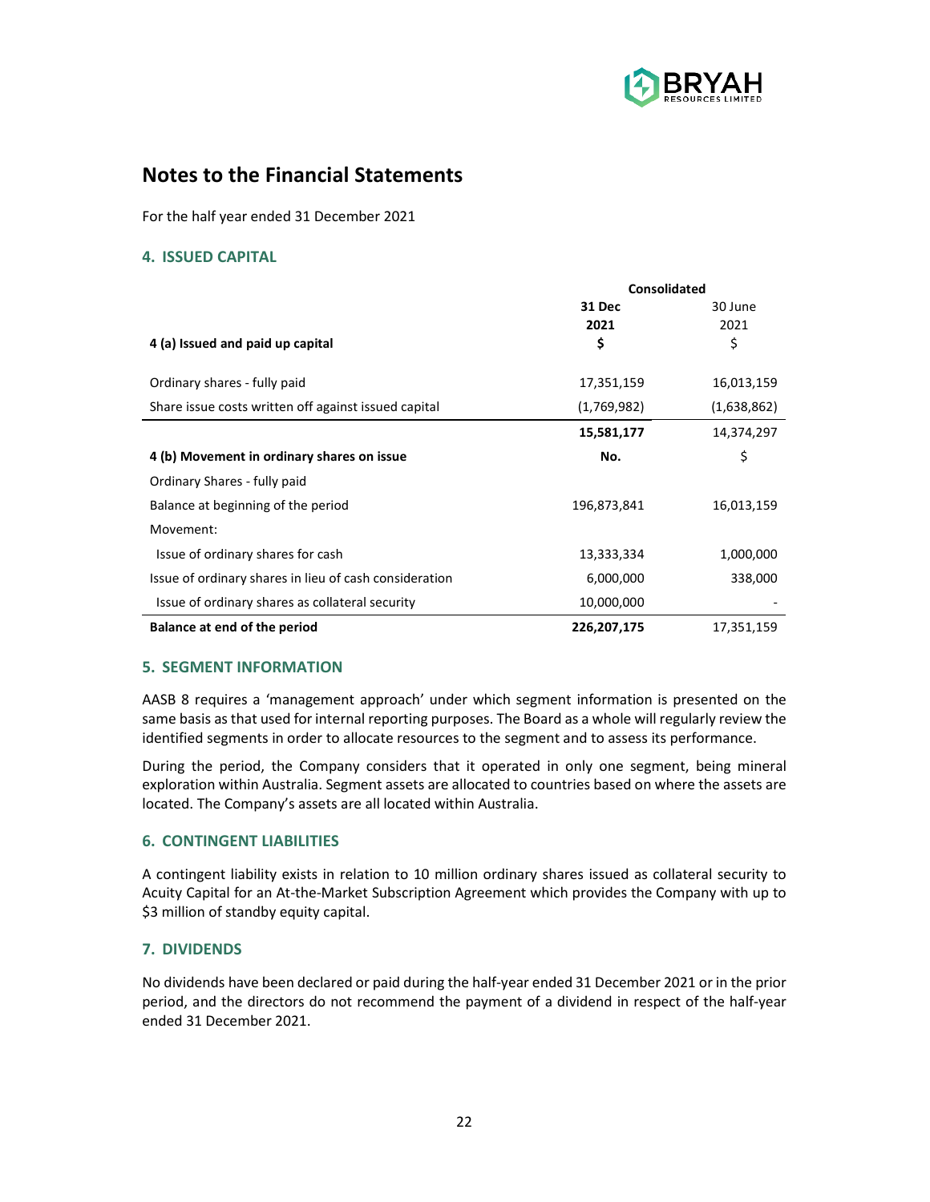# Notes to the Financial Statements

For the half year ended 31 December 2021

## 4. ISSUED CAPITAL

| | Consolidated | |
|---|---|---|
| | **31 Dec 2021** | 30 June 2021 |
| **4 (a) Issued and paid up capital** | **\$** | \$ |
| Ordinary shares - fully paid | 17,351,159 | 16,013,159 |
| Share issue costs written off against issued capital | (1,769,982) | (1,638,862) |
| | **15,581,177** | 14,374,297 |
| **4 (b) Movement in ordinary shares on issue** | **No.** | \$ |
| Ordinary Shares - fully paid | | |
| Balance at beginning of the period | 196,873,841 | 16,013,159 |
| Movement: | | |
| Issue of ordinary shares for cash | 13,333,334 | 1,000,000 |
| Issue of ordinary shares in lieu of cash consideration | 6,000,000 | 338,000 |
| Issue of ordinary shares as collateral security | 10,000,000 | - |
| **Balance at end of the period** | **226,207,175** | 17,351,159 |

## 5. SEGMENT INFORMATION

AASB 8 requires a 'management approach' under which segment information is presented on the same basis as that used for internal reporting purposes. The Board as a whole will regularly review the identified segments in order to allocate resources to the segment and to assess its performance.

During the period, the Company considers that it operated in only one segment, being mineral exploration within Australia. Segment assets are allocated to countries based on where the assets are located. The Company's assets are all located within Australia.

## 6. CONTINGENT LIABILITIES

A contingent liability exists in relation to 10 million ordinary shares issued as collateral security to Acuity Capital for an At-the-Market Subscription Agreement which provides the Company with up to \$3 million of standby equity capital.

## 7. DIVIDENDS

No dividends have been declared or paid during the half-year ended 31 December 2021 or in the prior period, and the directors do not recommend the payment of a dividend in respect of the half-year ended 31 December 2021.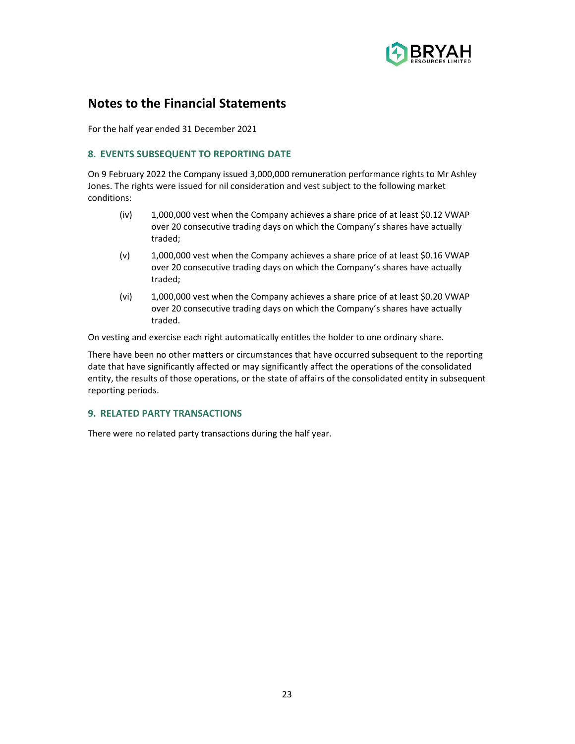## Notes to the Financial Statements

For the half year ended 31 December 2021

### 8. EVENTS SUBSEQUENT TO REPORTING DATE

On 9 February 2022 the Company issued 3,000,000 remuneration performance rights to Mr Ashley Jones. The rights were issued for nil consideration and vest subject to the following market conditions:

(iv) 1,000,000 vest when the Company achieves a share price of at least $0.12 VWAP over 20 consecutive trading days on which the Company's shares have actually traded;

(v) 1,000,000 vest when the Company achieves a share price of at least $0.16 VWAP over 20 consecutive trading days on which the Company's shares have actually traded;

(vi) 1,000,000 vest when the Company achieves a share price of at least $0.20 VWAP over 20 consecutive trading days on which the Company's shares have actually traded.

On vesting and exercise each right automatically entitles the holder to one ordinary share.

There have been no other matters or circumstances that have occurred subsequent to the reporting date that have significantly affected or may significantly affect the operations of the consolidated entity, the results of those operations, or the state of affairs of the consolidated entity in subsequent reporting periods.

### 9. RELATED PARTY TRANSACTIONS

There were no related party transactions during the half year.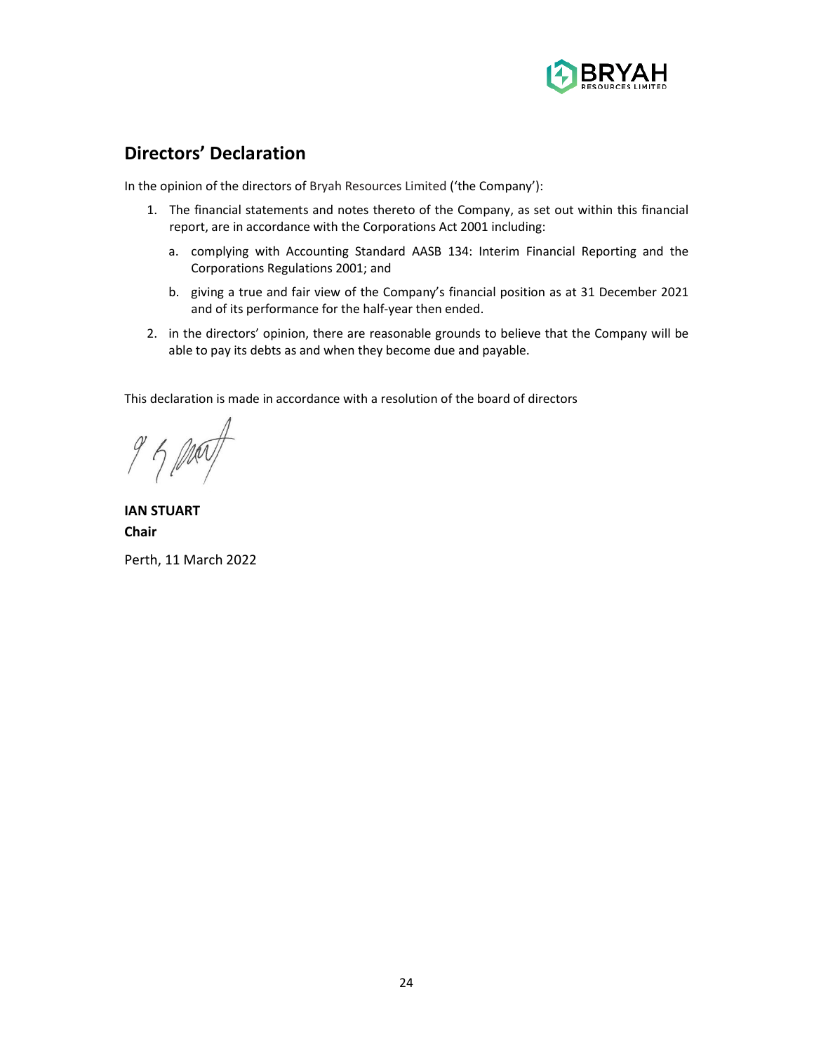## Directors' Declaration

In the opinion of the directors of Bryah Resources Limited ('the Company'):

1. The financial statements and notes thereto of the Company, as set out within this financial report, are in accordance with the Corporations Act 2001 including:

   a. complying with Accounting Standard AASB 134: Interim Financial Reporting and the Corporations Regulations 2001; and

   b. giving a true and fair view of the Company's financial position as at 31 December 2021 and of its performance for the half-year then ended.

2. in the directors' opinion, there are reasonable grounds to believe that the Company will be able to pay its debts as and when they become due and payable.

This declaration is made in accordance with a resolution of the board of directors

**IAN STUART**
**Chair**

Perth, 11 March 2022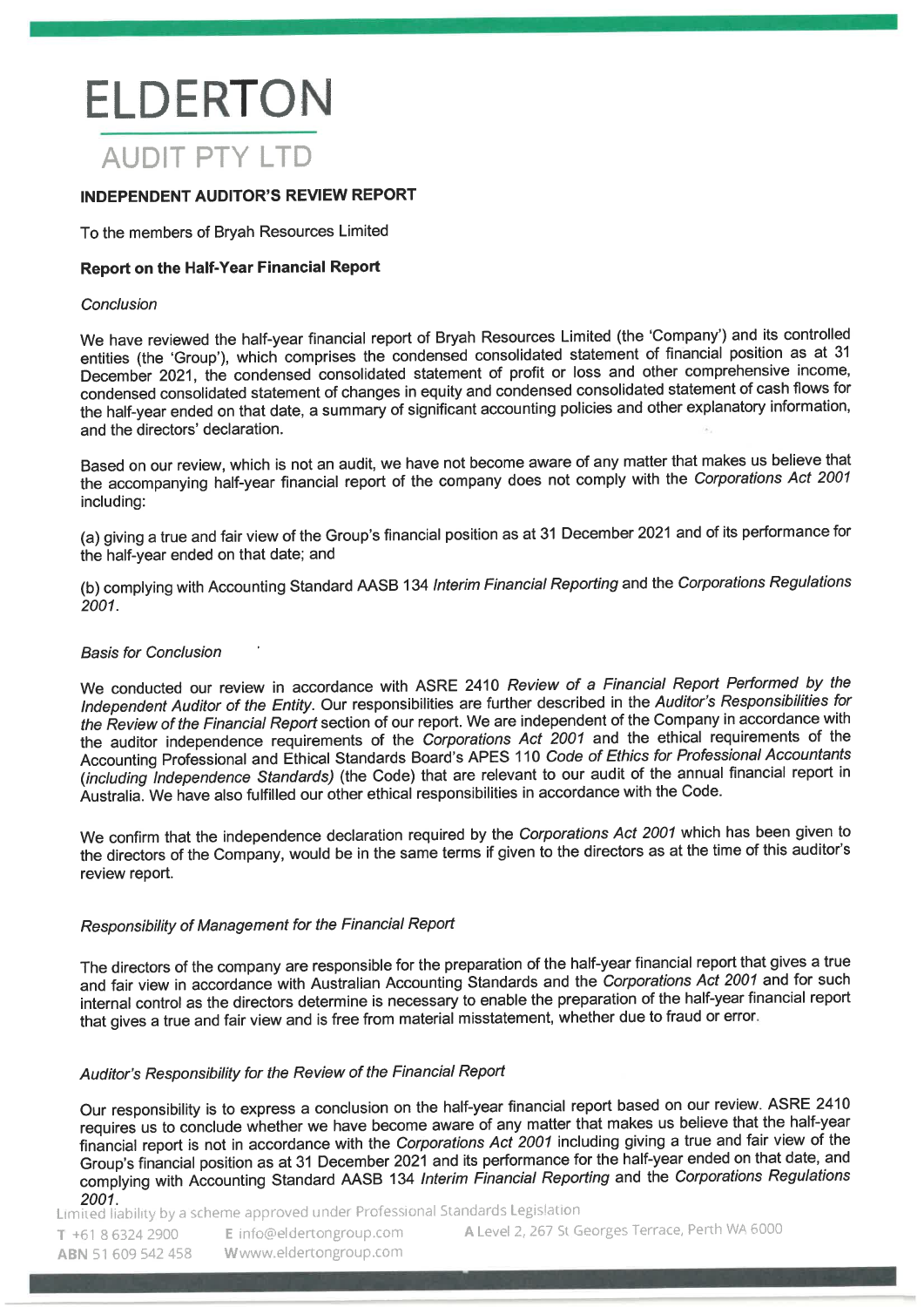# ELDERTON

## AUDIT PTY LTD

**INDEPENDENT AUDITOR'S REVIEW REPORT**

To the members of Bryah Resources Limited

**Report on the Half-Year Financial Report**

*Conclusion*

We have reviewed the half-year financial report of Bryah Resources Limited (the 'Company') and its controlled entities (the 'Group'), which comprises the condensed consolidated statement of financial position as at 31 December 2021, the condensed consolidated statement of profit or loss and other comprehensive income, condensed consolidated statement of changes in equity and condensed consolidated statement of cash flows for the half-year ended on that date, a summary of significant accounting policies and other explanatory information, and the directors' declaration.

Based on our review, which is not an audit, we have not become aware of any matter that makes us believe that the accompanying half-year financial report of the company does not comply with the *Corporations Act 2001* including:

(a) giving a true and fair view of the Group's financial position as at 31 December 2021 and of its performance for the half-year ended on that date; and

(b) complying with Accounting Standard AASB 134 *Interim Financial Reporting* and the *Corporations Regulations 2001*.

*Basis for Conclusion*

We conducted our review in accordance with ASRE 2410 *Review of a Financial Report Performed by the Independent Auditor of the Entity*. Our responsibilities are further described in the *Auditor's Responsibilities for the Review of the Financial Report* section of our report. We are independent of the Company in accordance with the auditor independence requirements of the *Corporations Act 2001* and the ethical requirements of the Accounting Professional and Ethical Standards Board's APES 110 *Code of Ethics for Professional Accountants (including Independence Standards)* (the Code) that are relevant to our audit of the annual financial report in Australia. We have also fulfilled our other ethical responsibilities in accordance with the Code.

We confirm that the independence declaration required by the *Corporations Act 2001* which has been given to the directors of the Company, would be in the same terms if given to the directors as at the time of this auditor's review report.

*Responsibility of Management for the Financial Report*

The directors of the company are responsible for the preparation of the half-year financial report that gives a true and fair view in accordance with Australian Accounting Standards and the *Corporations Act 2001* and for such internal control as the directors determine is necessary to enable the preparation of the half-year financial report that gives a true and fair view and is free from material misstatement, whether due to fraud or error.

*Auditor's Responsibility for the Review of the Financial Report*

Our responsibility is to express a conclusion on the half-year financial report based on our review. ASRE 2410 requires us to conclude whether we have become aware of any matter that makes us believe that the half-year financial report is not in accordance with the *Corporations Act 2001* including giving a true and fair view of the Group's financial position as at 31 December 2021 and its performance for the half-year ended on that date, and complying with Accounting Standard AASB 134 *Interim Financial Reporting* and the *Corporations Regulations 2001*.

Limited liability by a scheme approved under Professional Standards Legislation

T +61 8 6324 2900 | E info@eldertongroup.com | A Level 2, 267 St Georges Terrace, Perth WA 6000
ABN 51 609 542 458 | W www.eldertongroup.com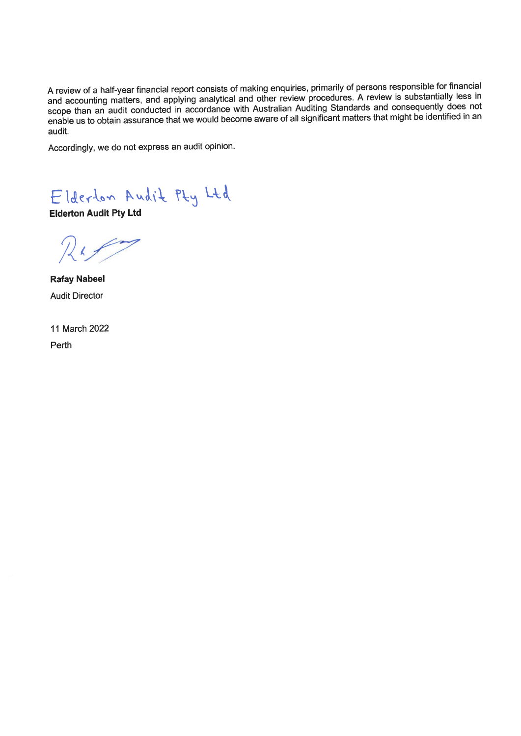A review of a half-year financial report consists of making enquiries, primarily of persons responsible for financial and accounting matters, and applying analytical and other review procedures. A review is substantially less in scope than an audit conducted in accordance with Australian Auditing Standards and consequently does not enable us to obtain assurance that we would become aware of all significant matters that might be identified in an audit.

Accordingly, we do not express an audit opinion.

Elderton Audit Pty Ltd

**Elderton Audit Pty Ltd**

**Rafay Nabeel**

Audit Director

11 March 2022

Perth